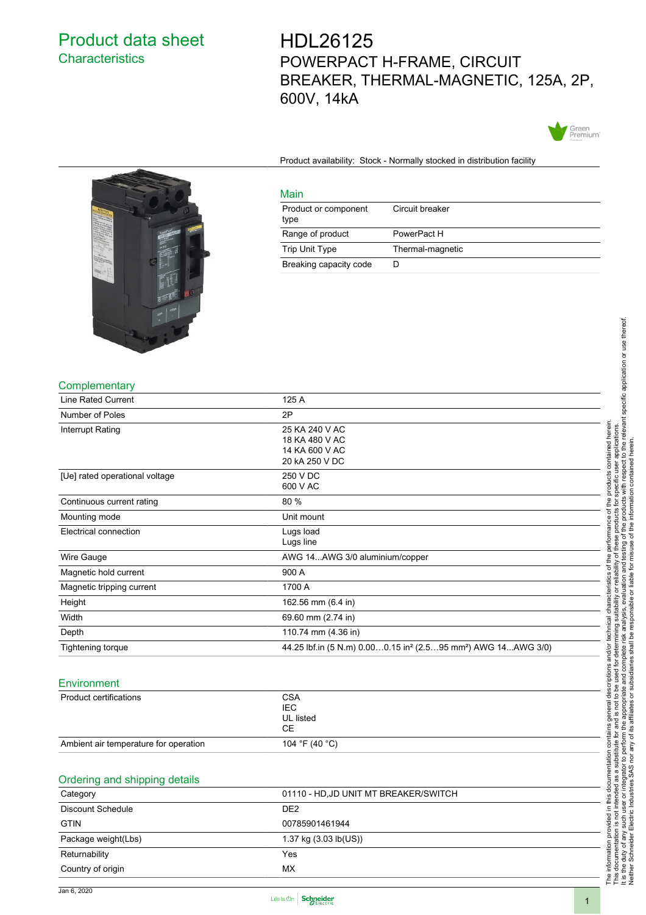# Product data sheet
## Characteristics

# HDL26125
## POWERPACT H-FRAME, CIRCUIT BREAKER, THERMAL-MAGNETIC, 125A, 2P, 600V, 14kA

Product availability: Stock - Normally stocked in distribution facility

### Main

| | |
|---|---|
| Product or component type | Circuit breaker |
| Range of product | PowerPact H |
| Trip Unit Type | Thermal-magnetic |
| Breaking capacity code | D |

### Complementary

| | |
|---|---|
| Line Rated Current | 125 A |
| Number of Poles | 2P |
| Interrupt Rating | 25 KA 240 V AC<br>18 KA 480 V AC<br>14 KA 600 V AC<br>20 kA 250 V DC |
| [Ue] rated operational voltage | 250 V DC<br>600 V AC |
| Continuous current rating | 80 % |
| Mounting mode | Unit mount |
| Electrical connection | Lugs load<br>Lugs line |
| Wire Gauge | AWG 14...AWG 3/0 aluminium/copper |
| Magnetic hold current | 900 A |
| Magnetic tripping current | 1700 A |
| Height | 162.56 mm (6.4 in) |
| Width | 69.60 mm (2.74 in) |
| Depth | 110.74 mm (4.36 in) |
| Tightening torque | 44.25 lbf.in (5 N.m) 0.00…0.15 in² (2.5…95 mm²) AWG 14...AWG 3/0) |

### Environment

| | |
|---|---|
| Product certifications | CSA<br>IEC<br>UL listed<br>CE |
| Ambient air temperature for operation | 104 °F (40 °C) |

### Ordering and shipping details

| | |
|---|---|
| Category | 01110 - HD,JD UNIT MT BREAKER/SWITCH |
| Discount Schedule | DE2 |
| GTIN | 00785901461944 |
| Package weight(Lbs) | 1.37 kg (3.03 lb(US)) |
| Returnability | Yes |
| Country of origin | MX |

The information provided in this documentation contains general descriptions and/or technical characteristics of the performance of the products contained herein. This documentation is not intended as a substitute for and is not to be used for determining suitability or reliability of these products for specific user applications. It is the duty of any such user or integrator to perform the appropriate and complete risk analysis, evaluation and testing of the products with respect to the relevant specific application or use thereof. Neither Schneider Electric Industries SAS nor any of its affiliates or subsidiaries shall be responsible or liable for misuse of the information contained herein.

Jan 6, 2020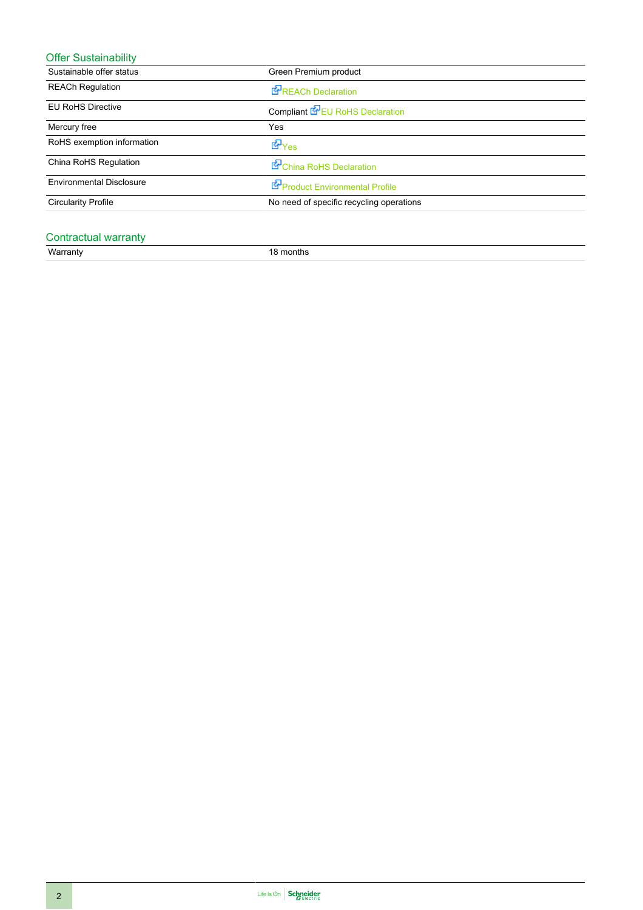## Offer Sustainability

| | |
|---|---|
| Sustainable offer status | Green Premium product |
| REACh Regulation | REACh Declaration |
| EU RoHS Directive | Compliant EU RoHS Declaration |
| Mercury free | Yes |
| RoHS exemption information | Yes |
| China RoHS Regulation | China RoHS Declaration |
| Environmental Disclosure | Product Environmental Profile |
| Circularity Profile | No need of specific recycling operations |

## Contractual warranty

| | |
|---|---|
| Warranty | 18 months |